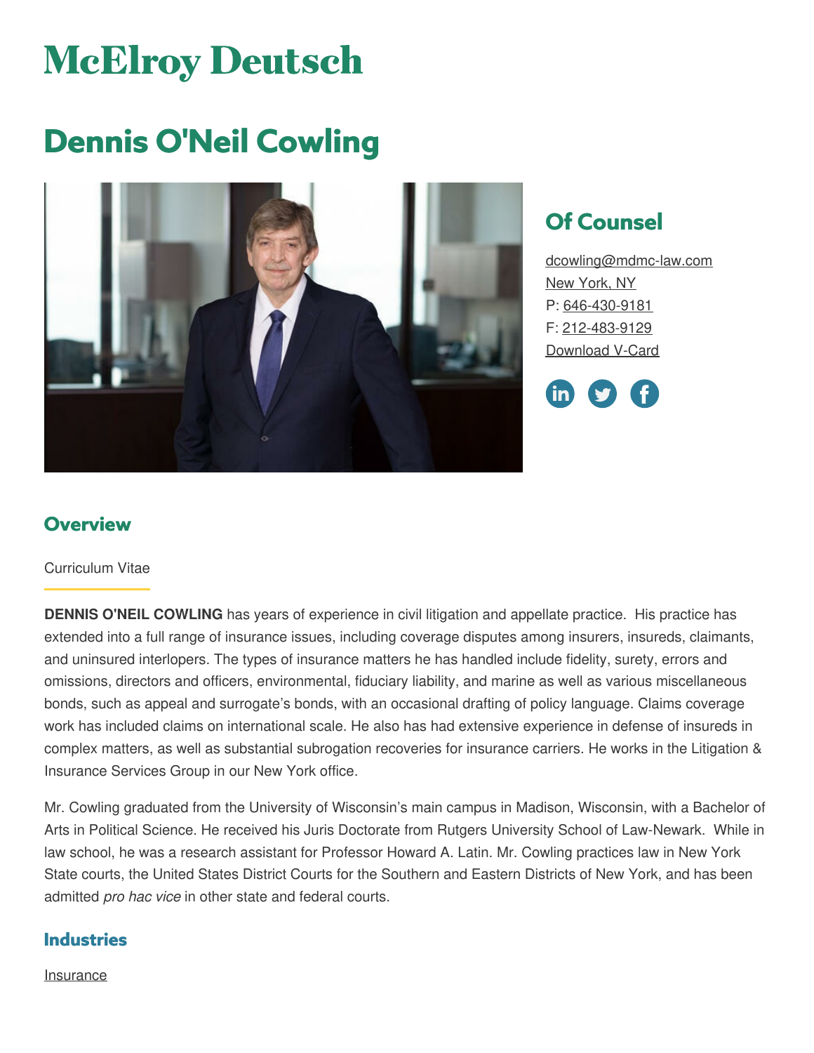# McElroy Deutsch

# Dennis O'Neil Cowling

## Of Counsel

dcowling@mdmc-law.com
New York, NY
P: 646-430-9181
F: 212-483-9129
Download V-Card

## Overview

Curriculum Vitae

**DENNIS O'NEIL COWLING** has years of experience in civil litigation and appellate practice. His practice has extended into a full range of insurance issues, including coverage disputes among insurers, insureds, claimants, and uninsured interlopers. The types of insurance matters he has handled include fidelity, surety, errors and omissions, directors and officers, environmental, fiduciary liability, and marine as well as various miscellaneous bonds, such as appeal and surrogate's bonds, with an occasional drafting of policy language. Claims coverage work has included claims on international scale. He also has had extensive experience in defense of insureds in complex matters, as well as substantial subrogation recoveries for insurance carriers. He works in the Litigation & Insurance Services Group in our New York office.

Mr. Cowling graduated from the University of Wisconsin's main campus in Madison, Wisconsin, with a Bachelor of Arts in Political Science. He received his Juris Doctorate from Rutgers University School of Law-Newark. While in law school, he was a research assistant for Professor Howard A. Latin. Mr. Cowling practices law in New York State courts, the United States District Courts for the Southern and Eastern Districts of New York, and has been admitted *pro hac vice* in other state and federal courts.

## Industries

Insurance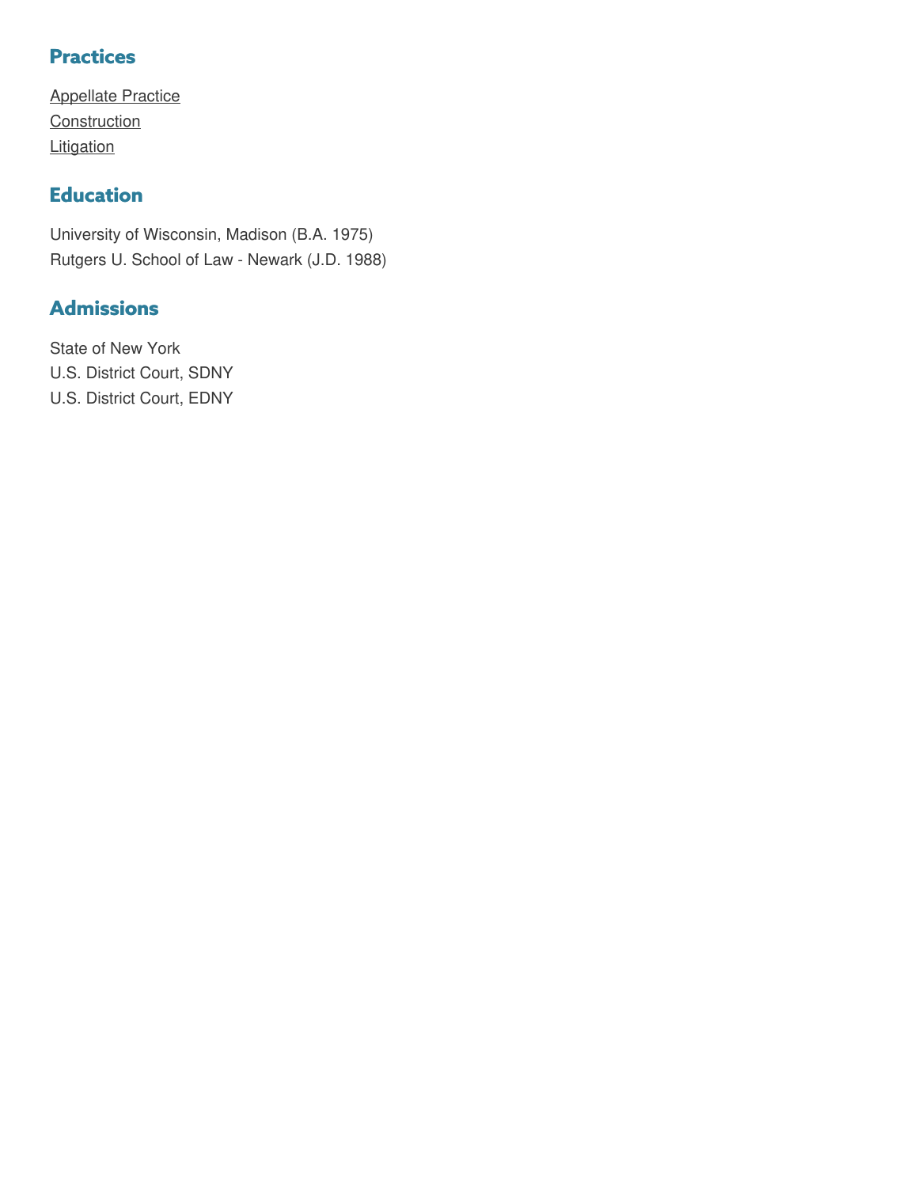## Practices

Appellate Practice
Construction
Litigation

## Education

University of Wisconsin, Madison (B.A. 1975)
Rutgers U. School of Law - Newark (J.D. 1988)

## Admissions

State of New York
U.S. District Court, SDNY
U.S. District Court, EDNY